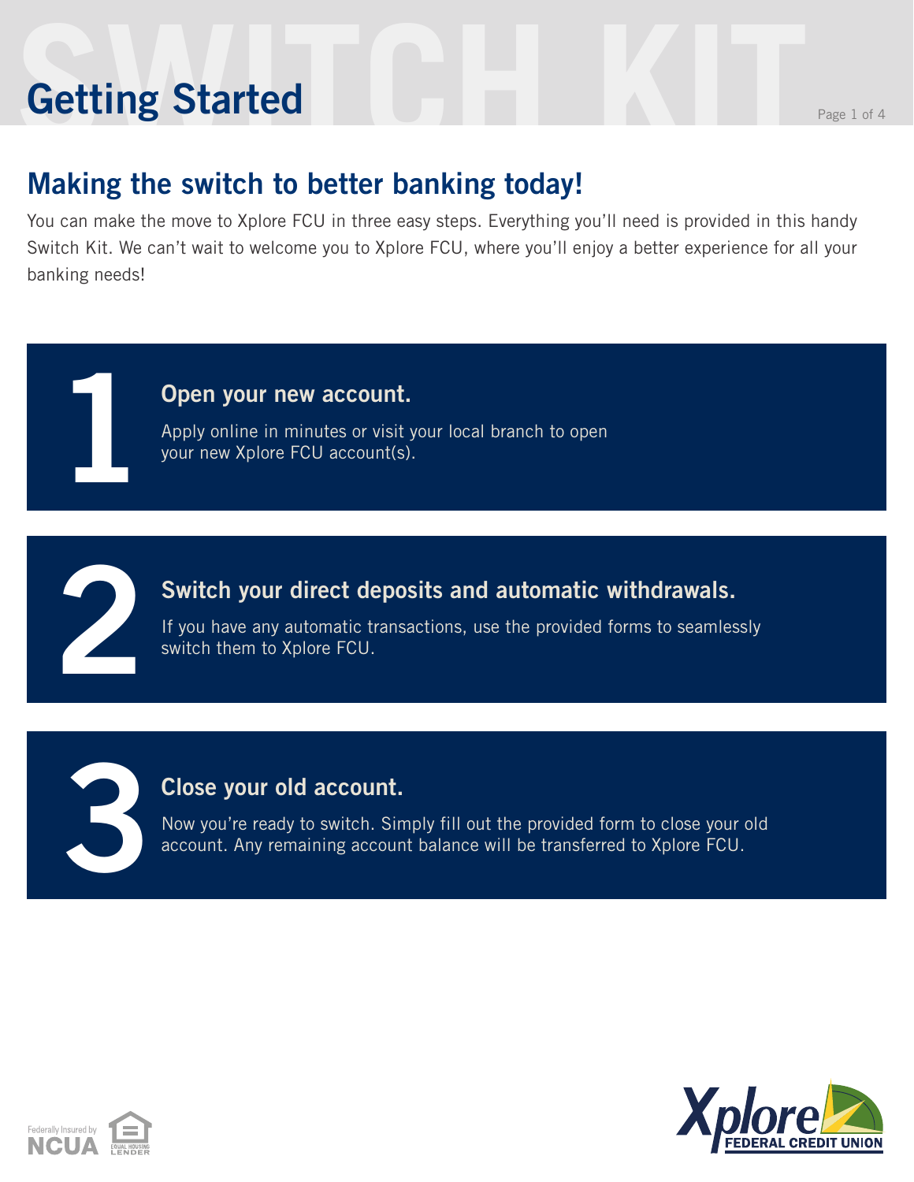# Getting Started

## Making the switch to better banking today!

You can make the move to Xplore FCU in three easy steps. Everything you'll need is provided in this handy Switch Kit. We can't wait to welcome you to Xplore FCU, where you'll enjoy a better experience for all your banking needs!

### 1 Open your new account.

Apply online in minutes or visit your local branch to open your new Xplore FCU account(s).

### 2 Switch your direct deposits and automatic withdrawals.

If you have any automatic transactions, use the provided forms to seamlessly switch them to Xplore FCU.

### 3 Close your old account.

Now you're ready to switch. Simply fill out the provided form to close your old account. Any remaining account balance will be transferred to Xplore FCU.

Federally Insured by NCUA

EQUAL HOUSING LENDER

Xplore FEDERAL CREDIT UNION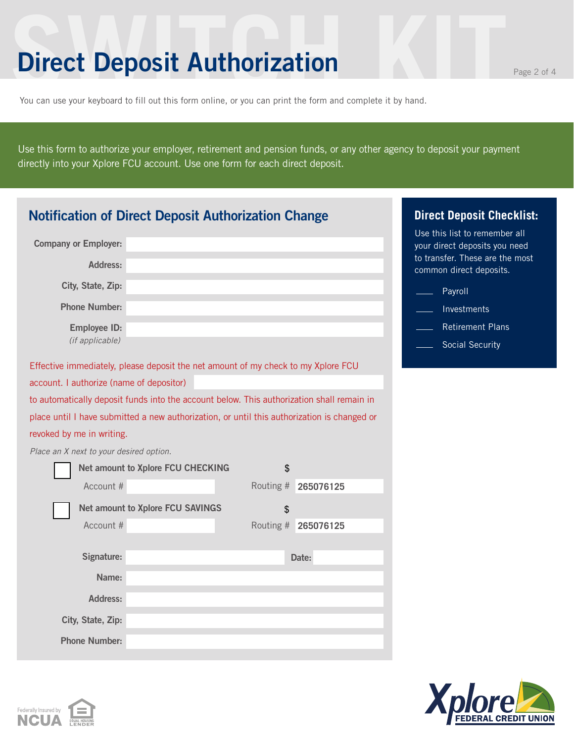# Direct Deposit Authorization

You can use your keyboard to fill out this form online, or you can print the form and complete it by hand.

Use this form to authorize your employer, retirement and pension funds, or any other agency to deposit your payment directly into your Xplore FCU account. Use one form for each direct deposit.

## Notification of Direct Deposit Authorization Change

**Company or Employer:** ______________________

**Address:** ______________________

**City, State, Zip:** ______________________

**Phone Number:** ______________________

**Employee ID:** ______________________
*(if applicable)*

Effective immediately, please deposit the net amount of my check to my Xplore FCU account. I authorize (name of depositor) ______________________ to automatically deposit funds into the account below. This authorization shall remain in place until I have submitted a new authorization, or until this authorization is changed or revoked by me in writing.

*Place an X next to your desired option.*

☐ **Net amount to Xplore FCU CHECKING** $

Account # __________ Routing # 265076125

☐ **Net amount to Xplore FCU SAVINGS** $

Account # __________ Routing # 265076125

**Signature:** ______________________ **Date:** __________

**Name:** ______________________

**Address:** ______________________

**City, State, Zip:** ______________________

**Phone Number:** ______________________

### Direct Deposit Checklist:

Use this list to remember all your direct deposits you need to transfer. These are the most common direct deposits.

- ____ Payroll
- ____ Investments
- ____ Retirement Plans
- ____ Social Security

Federally Insured by NCUA

Equal Housing Lender

Xplore Federal Credit Union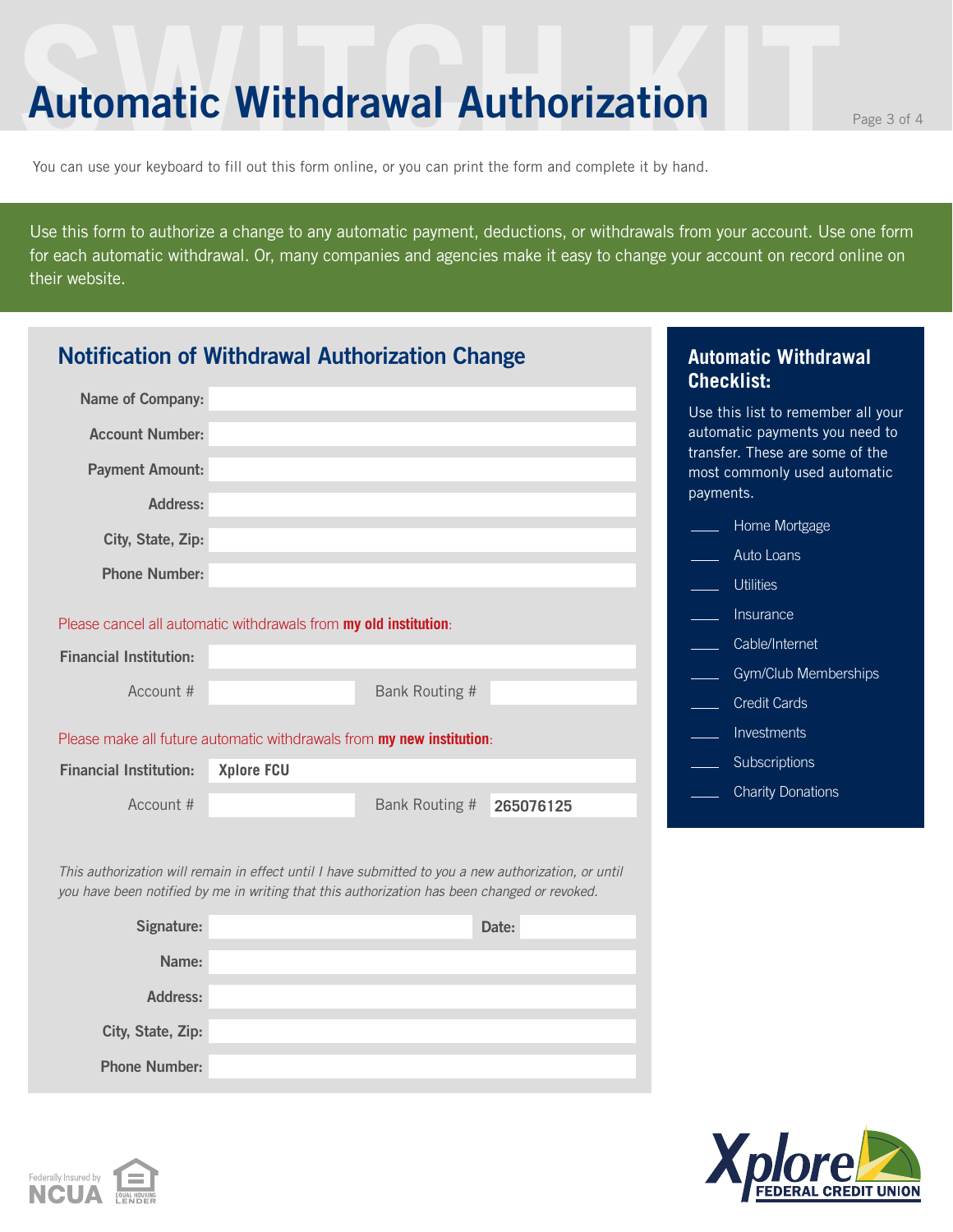# Automatic Withdrawal Authorization

You can use your keyboard to fill out this form online, or you can print the form and complete it by hand.

Use this form to authorize a change to any automatic payment, deductions, or withdrawals from your account. Use one form for each automatic withdrawal. Or, many companies and agencies make it easy to change your account on record online on their website.

## Notification of Withdrawal Authorization Change

**Name of Company:** ____________________

**Account Number:** ____________________

**Payment Amount:** ____________________

**Address:** ____________________

**City, State, Zip:** ____________________

**Phone Number:** ____________________

Please cancel all automatic withdrawals from **my old institution**:

**Financial Institution:** ____________________

Account # __________ Bank Routing # __________

Please make all future automatic withdrawals from **my new institution**:

**Financial Institution:** Xplore FCU

Account # __________ Bank Routing # 265076125

*This authorization will remain in effect until I have submitted to you a new authorization, or until you have been notified by me in writing that this authorization has been changed or revoked.*

**Signature:** ____________________ **Date:** __________

**Name:** ____________________

**Address:** ____________________

**City, State, Zip:** ____________________

**Phone Number:** ____________________

## Automatic Withdrawal Checklist:

Use this list to remember all your automatic payments you need to transfer. These are some of the most commonly used automatic payments.

- ____ Home Mortgage
- ____ Auto Loans
- ____ Utilities
- ____ Insurance
- ____ Cable/Internet
- ____ Gym/Club Memberships
- ____ Credit Cards
- ____ Investments
- ____ Subscriptions
- ____ Charity Donations

Federally Insured by NCUA

Equal Housing Lender

Xplore Federal Credit Union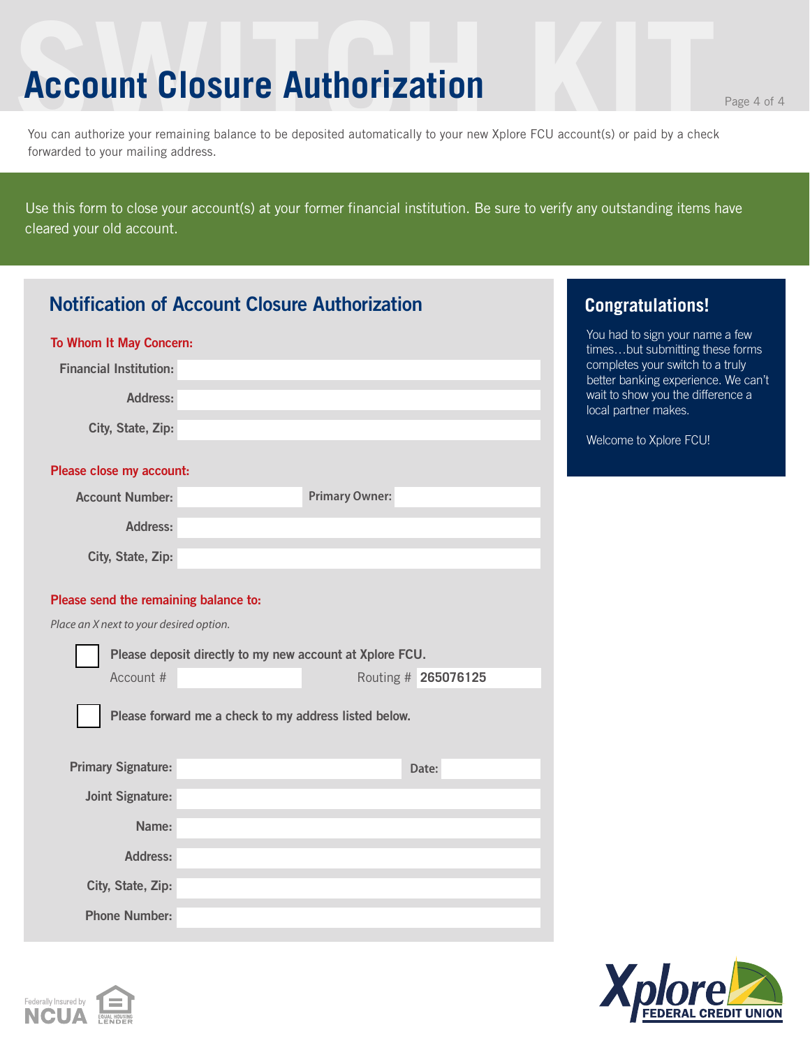# Account Closure Authorization

You can authorize your remaining balance to be deposited automatically to your new Xplore FCU account(s) or paid by a check forwarded to your mailing address.

Use this form to close your account(s) at your former financial institution. Be sure to verify any outstanding items have cleared your old account.

## Notification of Account Closure Authorization

**To Whom It May Concern:**

**Financial Institution:** ____________________

**Address:** ____________________

**City, State, Zip:** ____________________

**Please close my account:**

**Account Number:** __________ **Primary Owner:** __________

**Address:** ____________________

**City, State, Zip:** ____________________

**Please send the remaining balance to:**

*Place an X next to your desired option.*

☐ **Please deposit directly to my new account at Xplore FCU.**

Account # __________ Routing # **265076125**

☐ **Please forward me a check to my address listed below.**

**Primary Signature:** ____________________ **Date:** __________

**Joint Signature:** ____________________

**Name:** ____________________

**Address:** ____________________

**City, State, Zip:** ____________________

**Phone Number:** ____________________

## Congratulations!

You had to sign your name a few times…but submitting these forms completes your switch to a truly better banking experience. We can't wait to show you the difference a local partner makes.

Welcome to Xplore FCU!

Federally Insured by NCUA

Equal Housing Lender

Xplore Federal Credit Union